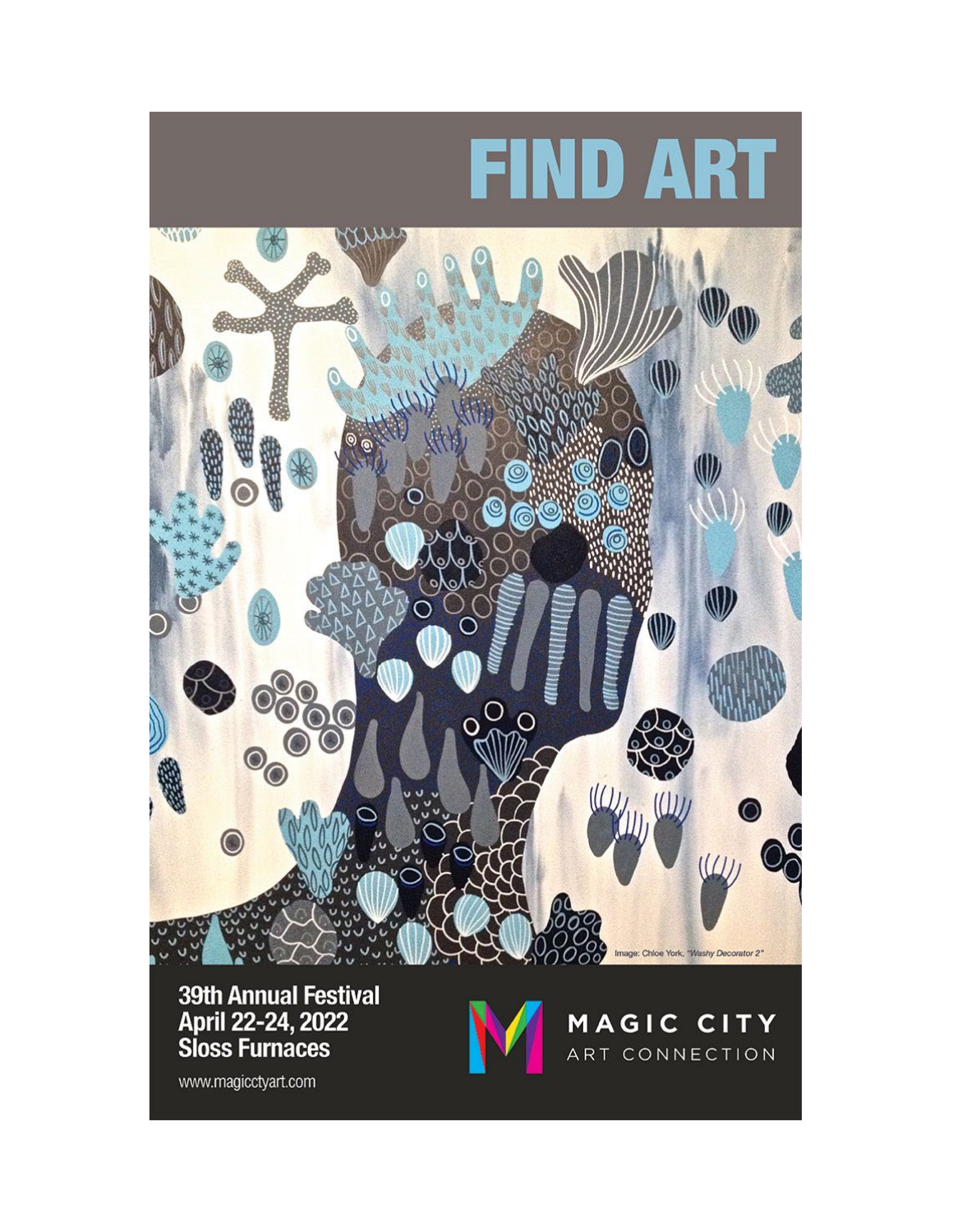# FIND ART

Image: Chloe York, *"Washy Decorator 2"*

**39th Annual Festival**
**April 22-24, 2022**
**Sloss Furnaces**

www.magicctyart.com

MAGIC CITY ART CONNECTION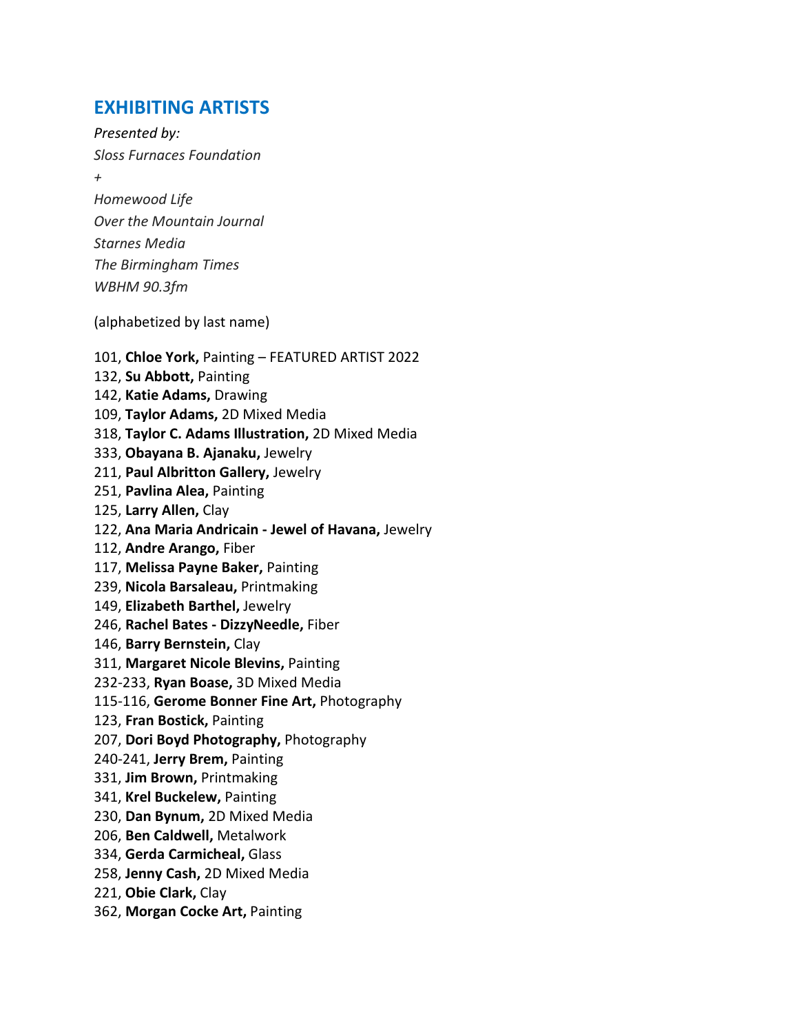## EXHIBITING ARTISTS

*Presented by:*
*Sloss Furnaces Foundation*
*+*
*Homewood Life*
*Over the Mountain Journal*
*Starnes Media*
*The Birmingham Times*
*WBHM 90.3fm*

(alphabetized by last name)

101, **Chloe York,** Painting – FEATURED ARTIST 2022
132, **Su Abbott,** Painting
142, **Katie Adams,** Drawing
109, **Taylor Adams,** 2D Mixed Media
318, **Taylor C. Adams Illustration,** 2D Mixed Media
333, **Obayana B. Ajanaku,** Jewelry
211, **Paul Albritton Gallery,** Jewelry
251, **Pavlina Alea,** Painting
125, **Larry Allen,** Clay
122, **Ana Maria Andricain - Jewel of Havana,** Jewelry
112, **Andre Arango,** Fiber
117, **Melissa Payne Baker,** Painting
239, **Nicola Barsaleau,** Printmaking
149, **Elizabeth Barthel,** Jewelry
246, **Rachel Bates - DizzyNeedle,** Fiber
146, **Barry Bernstein,** Clay
311, **Margaret Nicole Blevins,** Painting
232-233, **Ryan Boase,** 3D Mixed Media
115-116, **Gerome Bonner Fine Art,** Photography
123, **Fran Bostick,** Painting
207, **Dori Boyd Photography,** Photography
240-241, **Jerry Brem,** Painting
331, **Jim Brown,** Printmaking
341, **Krel Buckelew,** Painting
230, **Dan Bynum,** 2D Mixed Media
206, **Ben Caldwell,** Metalwork
334, **Gerda Carmicheal,** Glass
258, **Jenny Cash,** 2D Mixed Media
221, **Obie Clark,** Clay
362, **Morgan Cocke Art,** Painting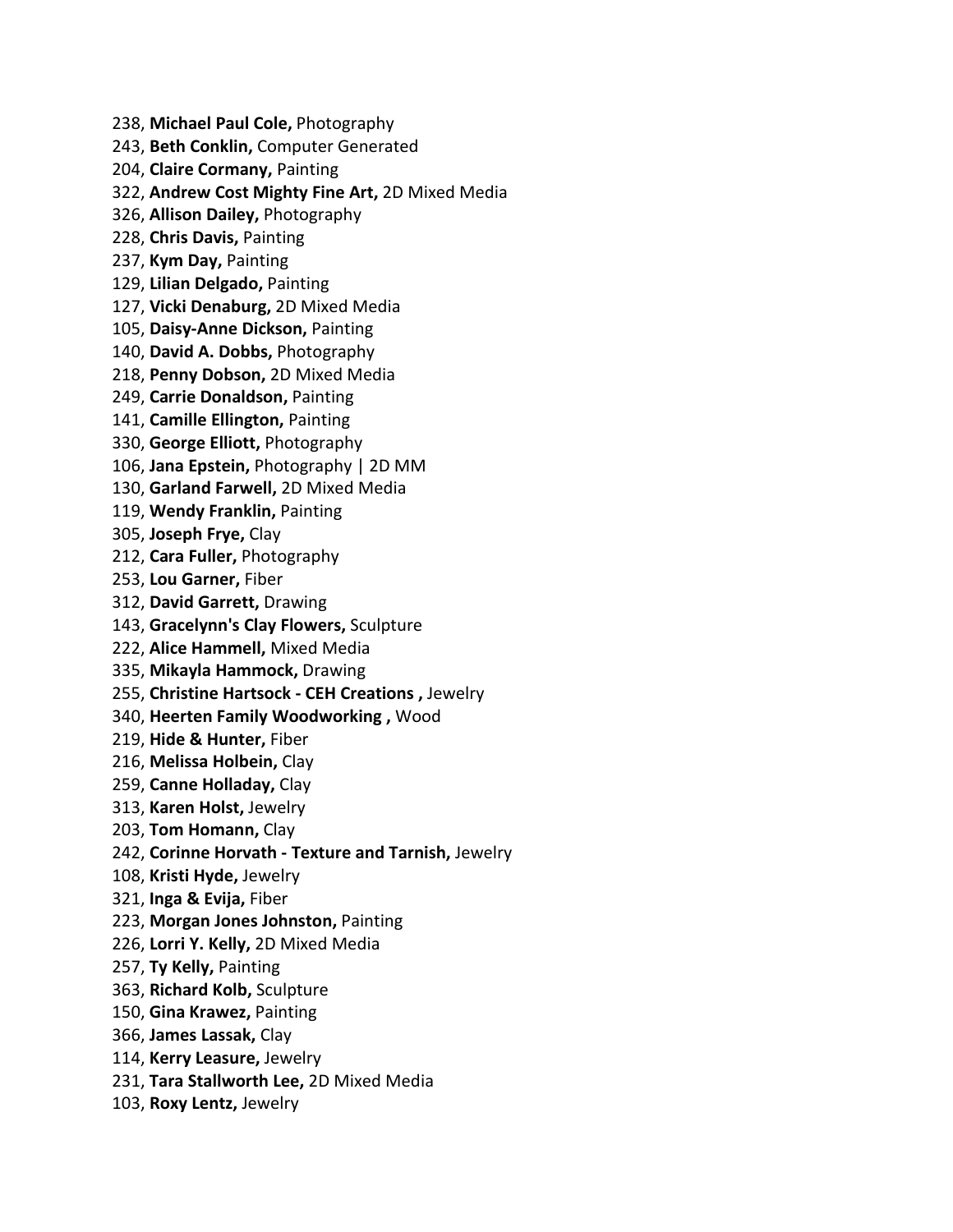238, **Michael Paul Cole,** Photography
243, **Beth Conklin,** Computer Generated
204, **Claire Cormany,** Painting
322, **Andrew Cost Mighty Fine Art,** 2D Mixed Media
326, **Allison Dailey,** Photography
228, **Chris Davis,** Painting
237, **Kym Day,** Painting
129, **Lilian Delgado,** Painting
127, **Vicki Denaburg,** 2D Mixed Media
105, **Daisy-Anne Dickson,** Painting
140, **David A. Dobbs,** Photography
218, **Penny Dobson,** 2D Mixed Media
249, **Carrie Donaldson,** Painting
141, **Camille Ellington,** Painting
330, **George Elliott,** Photography
106, **Jana Epstein,** Photography | 2D MM
130, **Garland Farwell,** 2D Mixed Media
119, **Wendy Franklin,** Painting
305, **Joseph Frye,** Clay
212, **Cara Fuller,** Photography
253, **Lou Garner,** Fiber
312, **David Garrett,** Drawing
143, **Gracelynn's Clay Flowers,** Sculpture
222, **Alice Hammell,** Mixed Media
335, **Mikayla Hammock,** Drawing
255, **Christine Hartsock - CEH Creations ,** Jewelry
340, **Heerten Family Woodworking ,** Wood
219, **Hide & Hunter,** Fiber
216, **Melissa Holbein,** Clay
259, **Canne Holladay,** Clay
313, **Karen Holst,** Jewelry
203, **Tom Homann,** Clay
242, **Corinne Horvath - Texture and Tarnish,** Jewelry
108, **Kristi Hyde,** Jewelry
321, **Inga & Evija,** Fiber
223, **Morgan Jones Johnston,** Painting
226, **Lorri Y. Kelly,** 2D Mixed Media
257, **Ty Kelly,** Painting
363, **Richard Kolb,** Sculpture
150, **Gina Krawez,** Painting
366, **James Lassak,** Clay
114, **Kerry Leasure,** Jewelry
231, **Tara Stallworth Lee,** 2D Mixed Media
103, **Roxy Lentz,** Jewelry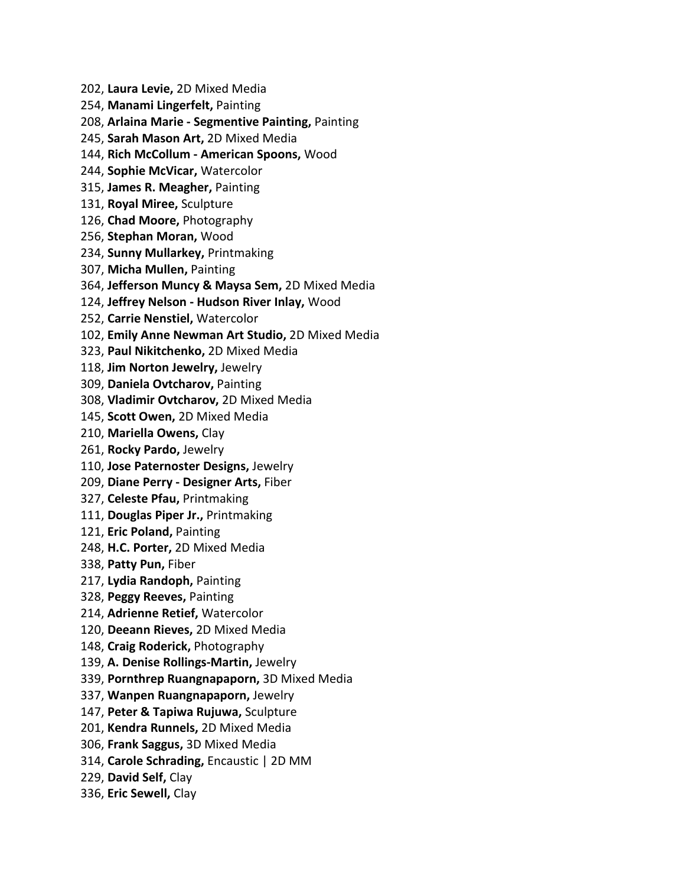202, **Laura Levie,** 2D Mixed Media
254, **Manami Lingerfelt,** Painting
208, **Arlaina Marie - Segmentive Painting,** Painting
245, **Sarah Mason Art,** 2D Mixed Media
144, **Rich McCollum - American Spoons,** Wood
244, **Sophie McVicar,** Watercolor
315, **James R. Meagher,** Painting
131, **Royal Miree,** Sculpture
126, **Chad Moore,** Photography
256, **Stephan Moran,** Wood
234, **Sunny Mullarkey,** Printmaking
307, **Micha Mullen,** Painting
364, **Jefferson Muncy & Maysa Sem,** 2D Mixed Media
124, **Jeffrey Nelson - Hudson River Inlay,** Wood
252, **Carrie Nenstiel,** Watercolor
102, **Emily Anne Newman Art Studio,** 2D Mixed Media
323, **Paul Nikitchenko,** 2D Mixed Media
118, **Jim Norton Jewelry,** Jewelry
309, **Daniela Ovtcharov,** Painting
308, **Vladimir Ovtcharov,** 2D Mixed Media
145, **Scott Owen,** 2D Mixed Media
210, **Mariella Owens,** Clay
261, **Rocky Pardo,** Jewelry
110, **Jose Paternoster Designs,** Jewelry
209, **Diane Perry - Designer Arts,** Fiber
327, **Celeste Pfau,** Printmaking
111, **Douglas Piper Jr.,** Printmaking
121, **Eric Poland,** Painting
248, **H.C. Porter,** 2D Mixed Media
338, **Patty Pun,** Fiber
217, **Lydia Randoph,** Painting
328, **Peggy Reeves,** Painting
214, **Adrienne Retief,** Watercolor
120, **Deeann Rieves,** 2D Mixed Media
148, **Craig Roderick,** Photography
139, **A. Denise Rollings-Martin,** Jewelry
339, **Pornthrep Ruangnapaporn,** 3D Mixed Media
337, **Wanpen Ruangnapaporn,** Jewelry
147, **Peter & Tapiwa Rujuwa,** Sculpture
201, **Kendra Runnels,** 2D Mixed Media
306, **Frank Saggus,** 3D Mixed Media
314, **Carole Schrading,** Encaustic | 2D MM
229, **David Self,** Clay
336, **Eric Sewell,** Clay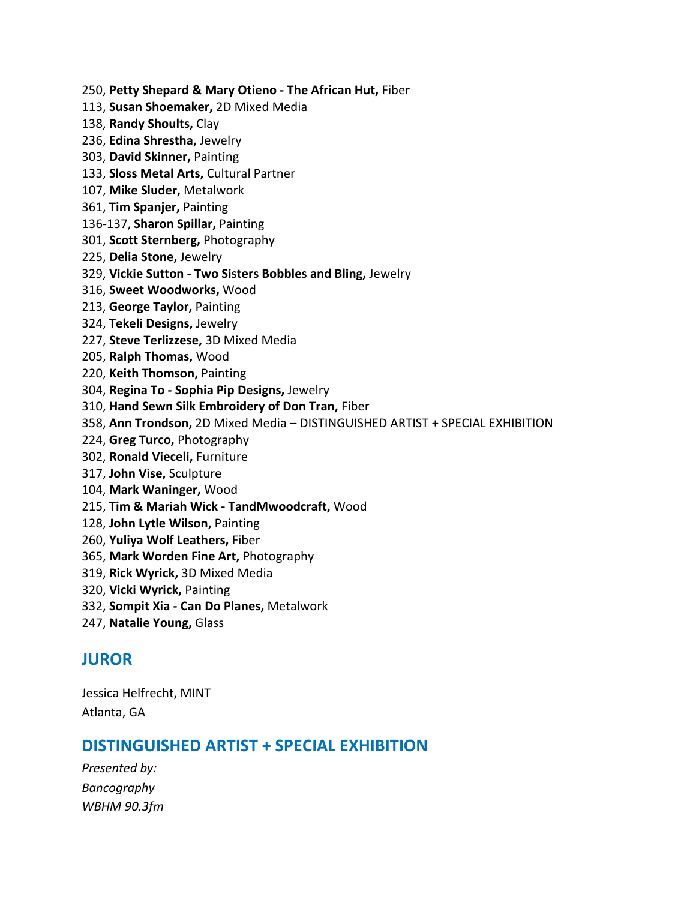250, **Petty Shepard & Mary Otieno - The African Hut,** Fiber
113, **Susan Shoemaker,** 2D Mixed Media
138, **Randy Shoults,** Clay
236, **Edina Shrestha,** Jewelry
303, **David Skinner,** Painting
133, **Sloss Metal Arts,** Cultural Partner
107, **Mike Sluder,** Metalwork
361, **Tim Spanjer,** Painting
136-137, **Sharon Spillar,** Painting
301, **Scott Sternberg,** Photography
225, **Delia Stone,** Jewelry
329, **Vickie Sutton - Two Sisters Bobbles and Bling,** Jewelry
316, **Sweet Woodworks,** Wood
213, **George Taylor,** Painting
324, **Tekeli Designs,** Jewelry
227, **Steve Terlizzese,** 3D Mixed Media
205, **Ralph Thomas,** Wood
220, **Keith Thomson,** Painting
304, **Regina To - Sophia Pip Designs,** Jewelry
310, **Hand Sewn Silk Embroidery of Don Tran,** Fiber
358, **Ann Trondson,** 2D Mixed Media – DISTINGUISHED ARTIST + SPECIAL EXHIBITION
224, **Greg Turco,** Photography
302, **Ronald Vieceli,** Furniture
317, **John Vise,** Sculpture
104, **Mark Waninger,** Wood
215, **Tim & Mariah Wick - TandMwoodcraft,** Wood
128, **John Lytle Wilson,** Painting
260, **Yuliya Wolf Leathers,** Fiber
365, **Mark Worden Fine Art,** Photography
319, **Rick Wyrick,** 3D Mixed Media
320, **Vicki Wyrick,** Painting
332, **Sompit Xia - Can Do Planes,** Metalwork
247, **Natalie Young,** Glass

## JUROR

Jessica Helfrecht, MINT
Atlanta, GA

## DISTINGUISHED ARTIST + SPECIAL EXHIBITION

*Presented by:*
*Bancography*
*WBHM 90.3fm*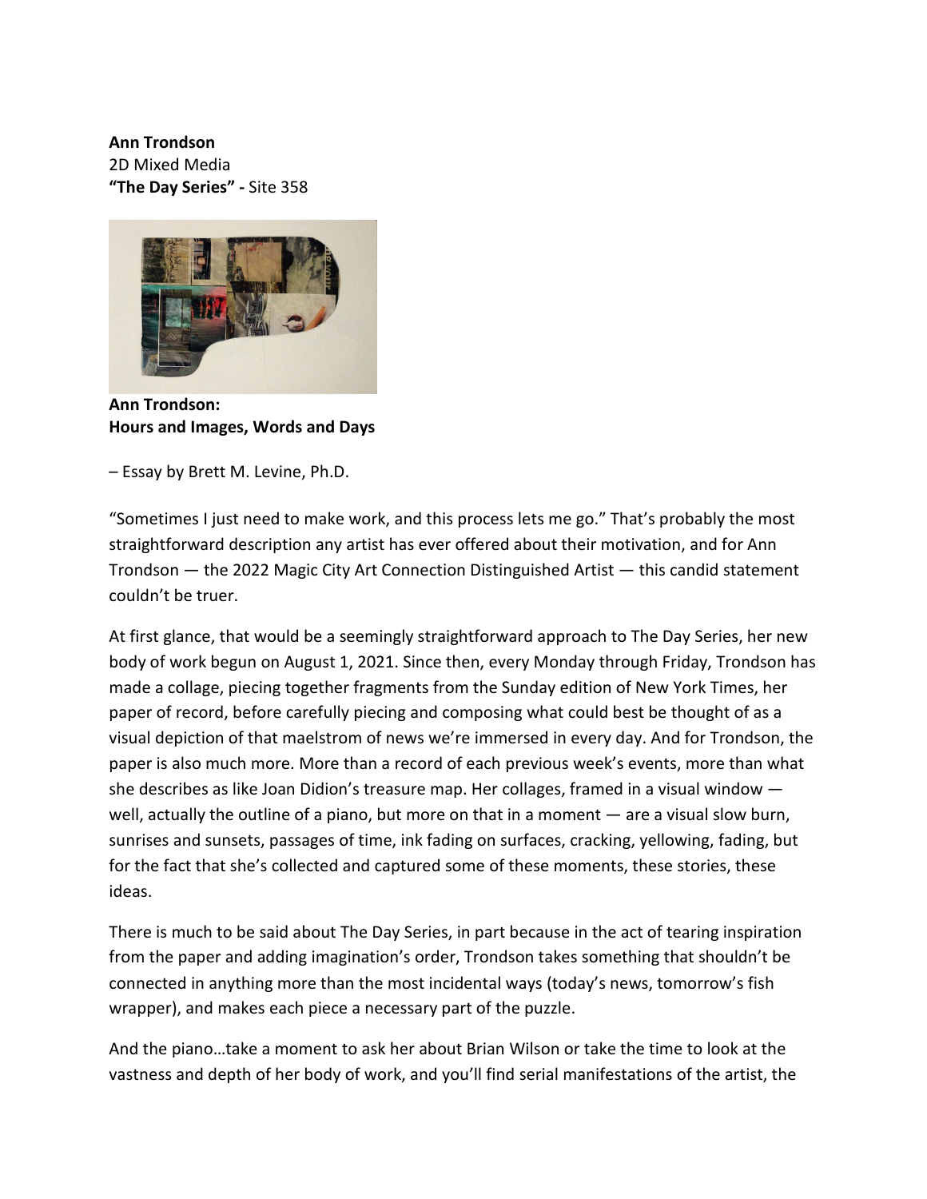**Ann Trondson**
2D Mixed Media
**"The Day Series" -** Site 358

**Ann Trondson:**
**Hours and Images, Words and Days**

– Essay by Brett M. Levine, Ph.D.

"Sometimes I just need to make work, and this process lets me go." That's probably the most straightforward description any artist has ever offered about their motivation, and for Ann Trondson — the 2022 Magic City Art Connection Distinguished Artist — this candid statement couldn't be truer.

At first glance, that would be a seemingly straightforward approach to The Day Series, her new body of work begun on August 1, 2021. Since then, every Monday through Friday, Trondson has made a collage, piecing together fragments from the Sunday edition of New York Times, her paper of record, before carefully piecing and composing what could best be thought of as a visual depiction of that maelstrom of news we're immersed in every day. And for Trondson, the paper is also much more. More than a record of each previous week's events, more than what she describes as like Joan Didion's treasure map. Her collages, framed in a visual window — well, actually the outline of a piano, but more on that in a moment — are a visual slow burn, sunrises and sunsets, passages of time, ink fading on surfaces, cracking, yellowing, fading, but for the fact that she's collected and captured some of these moments, these stories, these ideas.

There is much to be said about The Day Series, in part because in the act of tearing inspiration from the paper and adding imagination's order, Trondson takes something that shouldn't be connected in anything more than the most incidental ways (today's news, tomorrow's fish wrapper), and makes each piece a necessary part of the puzzle.

And the piano…take a moment to ask her about Brian Wilson or take the time to look at the vastness and depth of her body of work, and you'll find serial manifestations of the artist, the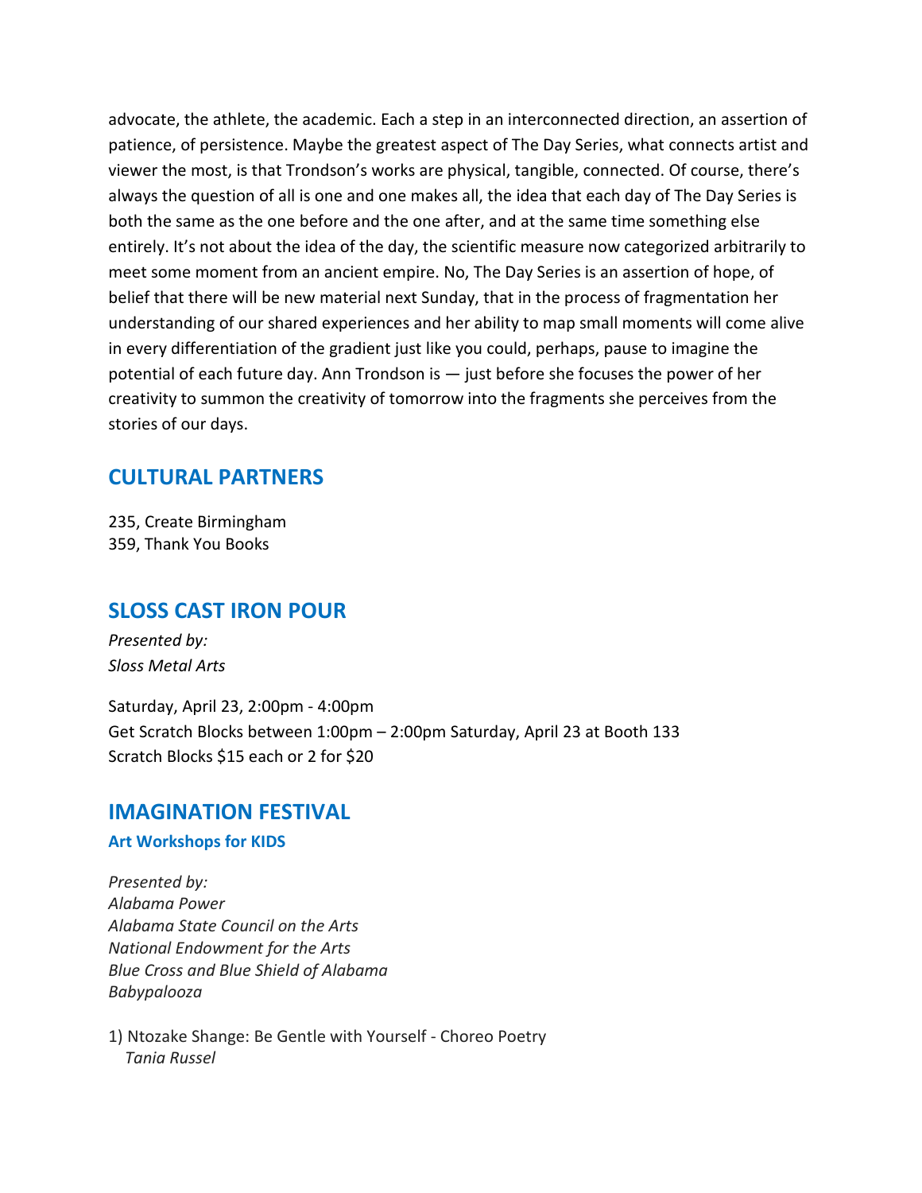advocate, the athlete, the academic. Each a step in an interconnected direction, an assertion of patience, of persistence. Maybe the greatest aspect of The Day Series, what connects artist and viewer the most, is that Trondson's works are physical, tangible, connected. Of course, there's always the question of all is one and one makes all, the idea that each day of The Day Series is both the same as the one before and the one after, and at the same time something else entirely. It's not about the idea of the day, the scientific measure now categorized arbitrarily to meet some moment from an ancient empire. No, The Day Series is an assertion of hope, of belief that there will be new material next Sunday, that in the process of fragmentation her understanding of our shared experiences and her ability to map small moments will come alive in every differentiation of the gradient just like you could, perhaps, pause to imagine the potential of each future day. Ann Trondson is — just before she focuses the power of her creativity to summon the creativity of tomorrow into the fragments she perceives from the stories of our days.

## CULTURAL PARTNERS

235, Create Birmingham
359, Thank You Books

## SLOSS CAST IRON POUR

*Presented by:*
*Sloss Metal Arts*

Saturday, April 23, 2:00pm - 4:00pm
Get Scratch Blocks between 1:00pm – 2:00pm Saturday, April 23 at Booth 133
Scratch Blocks $15 each or 2 for $20

## IMAGINATION FESTIVAL

### Art Workshops for KIDS

*Presented by:*
*Alabama Power*
*Alabama State Council on the Arts*
*National Endowment for the Arts*
*Blue Cross and Blue Shield of Alabama*
*Babypalooza*

1) Ntozake Shange: Be Gentle with Yourself - Choreo Poetry
   *Tania Russel*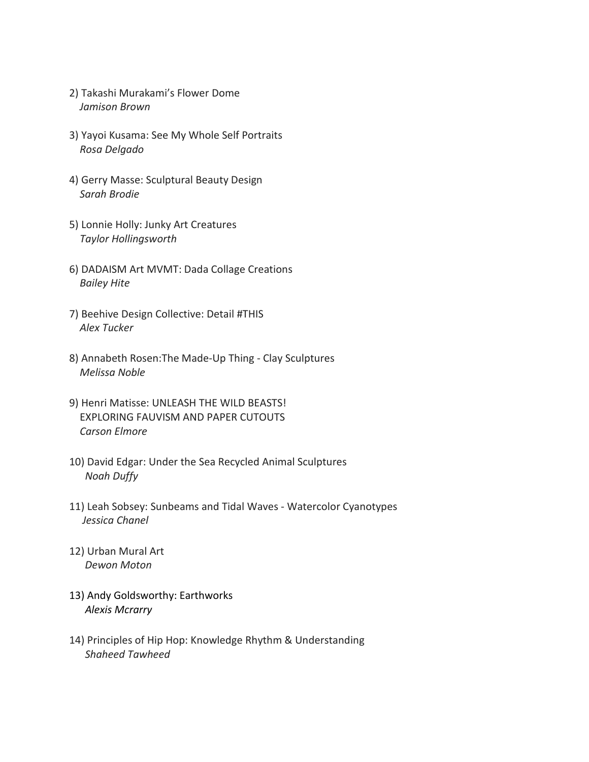2) Takashi Murakami's Flower Dome
*Jamison Brown*

3) Yayoi Kusama: See My Whole Self Portraits
*Rosa Delgado*

4) Gerry Masse: Sculptural Beauty Design
*Sarah Brodie*

5) Lonnie Holly: Junky Art Creatures
*Taylor Hollingsworth*

6) DADAISM Art MVMT: Dada Collage Creations
*Bailey Hite*

7) Beehive Design Collective: Detail #THIS
*Alex Tucker*

8) Annabeth Rosen:The Made-Up Thing - Clay Sculptures
*Melissa Noble*

9) Henri Matisse: UNLEASH THE WILD BEASTS!
EXPLORING FAUVISM AND PAPER CUTOUTS
*Carson Elmore*

10) David Edgar: Under the Sea Recycled Animal Sculptures
*Noah Duffy*

11) Leah Sobsey: Sunbeams and Tidal Waves - Watercolor Cyanotypes
*Jessica Chanel*

12) Urban Mural Art
*Dewon Moton*

13) Andy Goldsworthy: Earthworks
*Alexis Mcrarry*

14) Principles of Hip Hop: Knowledge Rhythm & Understanding
*Shaheed Tawheed*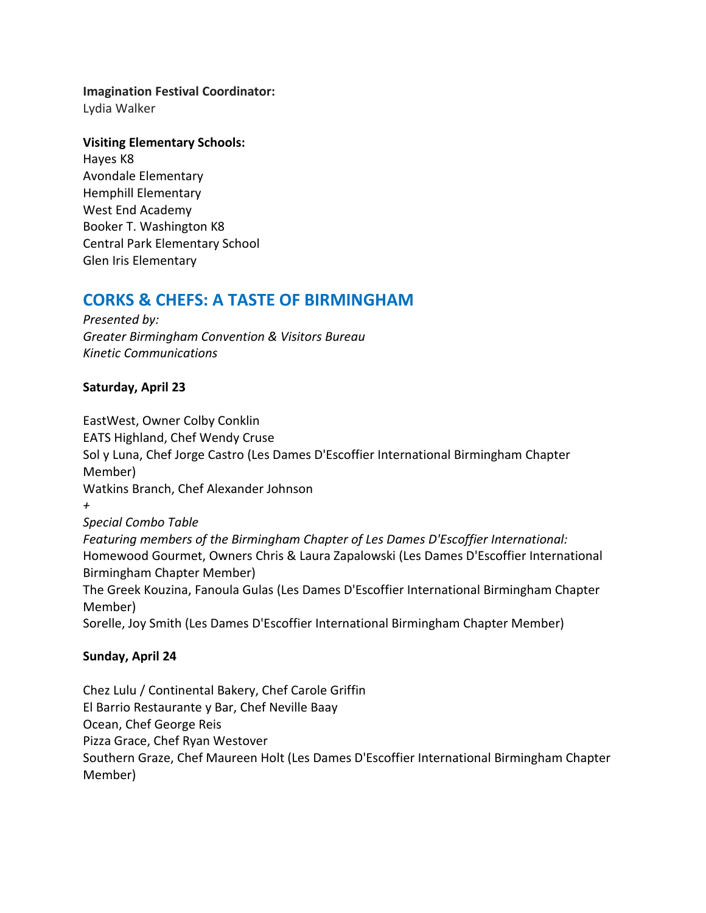**Imagination Festival Coordinator:**
Lydia Walker

**Visiting Elementary Schools:**
Hayes K8
Avondale Elementary
Hemphill Elementary
West End Academy
Booker T. Washington K8
Central Park Elementary School
Glen Iris Elementary

## CORKS & CHEFS: A TASTE OF BIRMINGHAM

*Presented by:*
*Greater Birmingham Convention & Visitors Bureau*
*Kinetic Communications*

**Saturday, April 23**

EastWest, Owner Colby Conklin
EATS Highland, Chef Wendy Cruse
Sol y Luna, Chef Jorge Castro (Les Dames D'Escoffier International Birmingham Chapter Member)
Watkins Branch, Chef Alexander Johnson
*+*
*Special Combo Table*
*Featuring members of the Birmingham Chapter of Les Dames D'Escoffier International:*
Homewood Gourmet, Owners Chris & Laura Zapalowski (Les Dames D'Escoffier International Birmingham Chapter Member)
The Greek Kouzina, Fanoula Gulas (Les Dames D'Escoffier International Birmingham Chapter Member)
Sorelle, Joy Smith (Les Dames D'Escoffier International Birmingham Chapter Member)

**Sunday, April 24**

Chez Lulu / Continental Bakery, Chef Carole Griffin
El Barrio Restaurante y Bar, Chef Neville Baay
Ocean, Chef George Reis
Pizza Grace, Chef Ryan Westover
Southern Graze, Chef Maureen Holt (Les Dames D'Escoffier International Birmingham Chapter Member)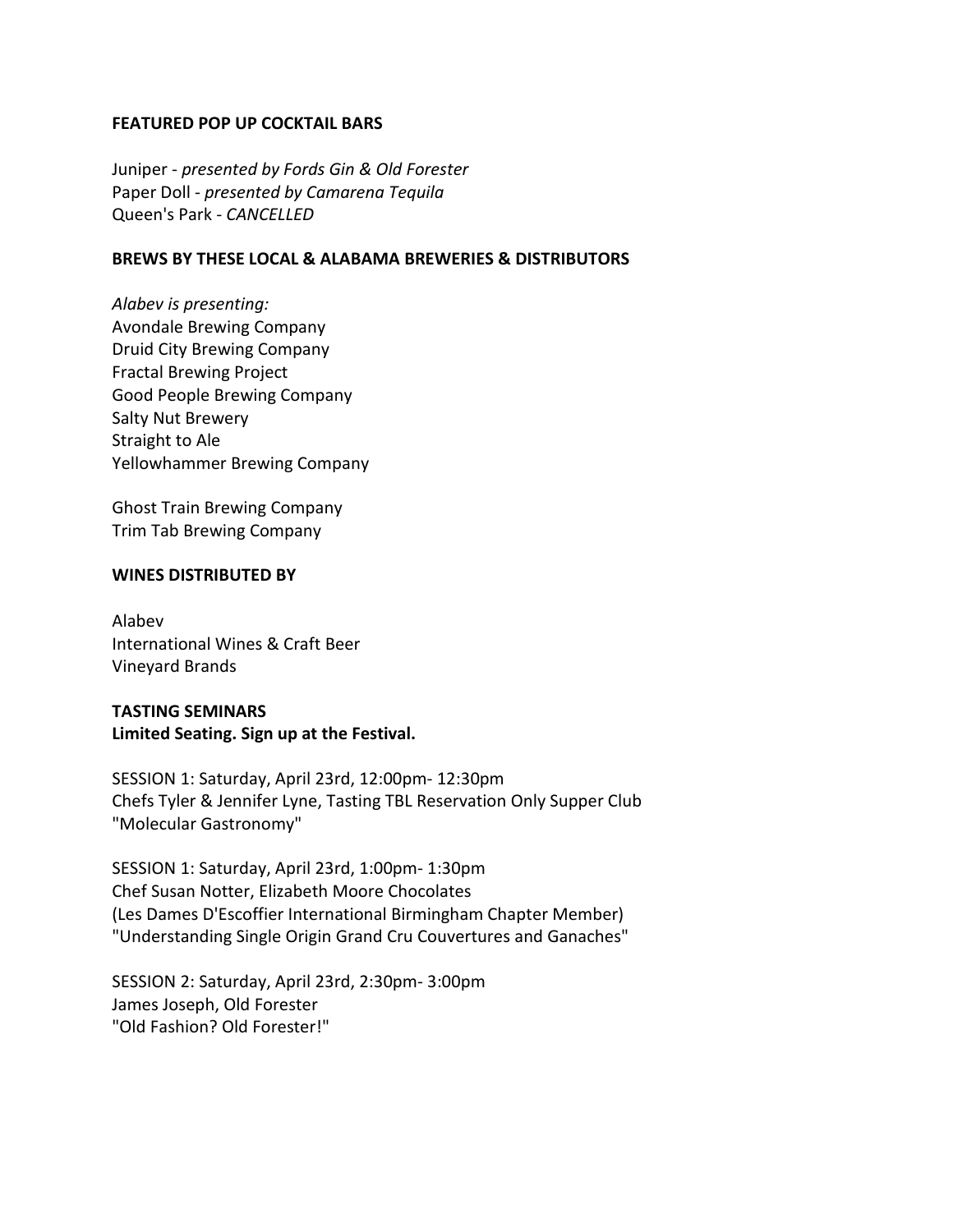**FEATURED POP UP COCKTAIL BARS**

Juniper - *presented by Fords Gin & Old Forester*
Paper Doll - *presented by Camarena Tequila*
Queen's Park - *CANCELLED*

**BREWS BY THESE LOCAL & ALABAMA BREWERIES & DISTRIBUTORS**

*Alabev is presenting:*
Avondale Brewing Company
Druid City Brewing Company
Fractal Brewing Project
Good People Brewing Company
Salty Nut Brewery
Straight to Ale
Yellowhammer Brewing Company

Ghost Train Brewing Company
Trim Tab Brewing Company

**WINES DISTRIBUTED BY**

Alabev
International Wines & Craft Beer
Vineyard Brands

**TASTING SEMINARS**
**Limited Seating. Sign up at the Festival.**

SESSION 1: Saturday, April 23rd, 12:00pm- 12:30pm
Chefs Tyler & Jennifer Lyne, Tasting TBL Reservation Only Supper Club
"Molecular Gastronomy"

SESSION 1: Saturday, April 23rd, 1:00pm- 1:30pm
Chef Susan Notter, Elizabeth Moore Chocolates
(Les Dames D'Escoffier International Birmingham Chapter Member)
"Understanding Single Origin Grand Cru Couvertures and Ganaches"

SESSION 2: Saturday, April 23rd, 2:30pm- 3:00pm
James Joseph, Old Forester
"Old Fashion? Old Forester!"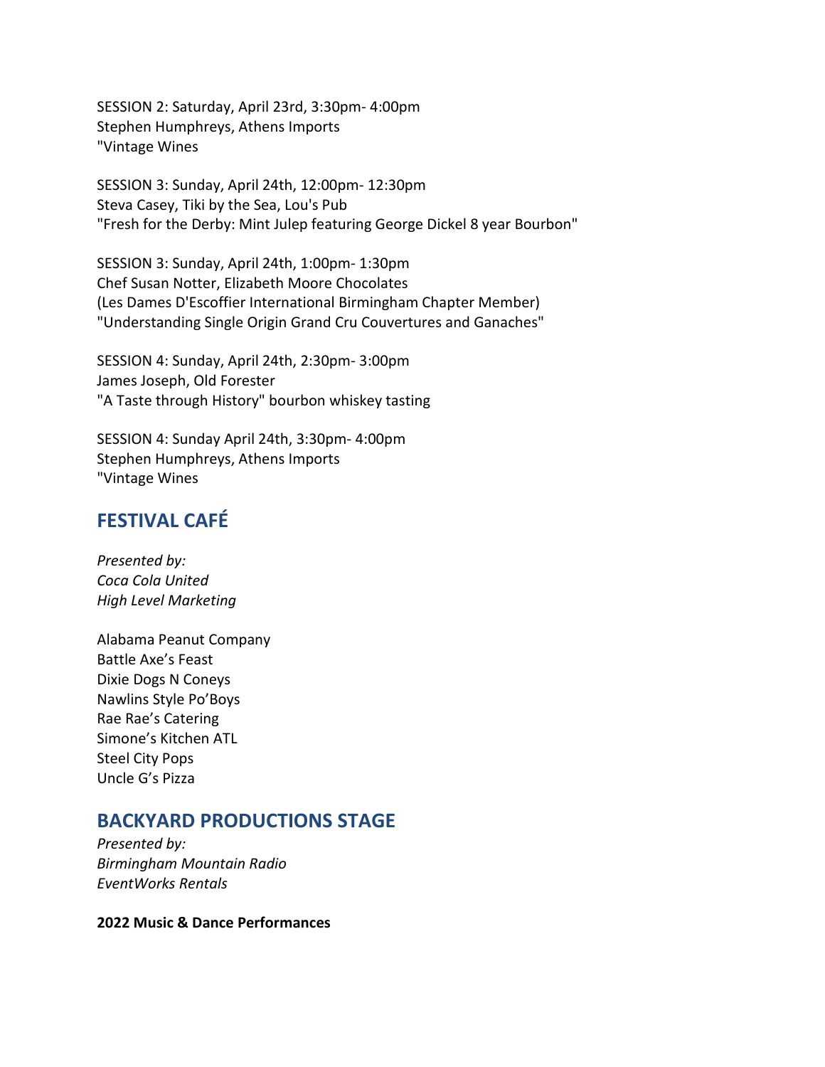SESSION 2: Saturday, April 23rd, 3:30pm- 4:00pm
Stephen Humphreys, Athens Imports
"Vintage Wines

SESSION 3: Sunday, April 24th, 12:00pm- 12:30pm
Steva Casey, Tiki by the Sea, Lou's Pub
"Fresh for the Derby: Mint Julep featuring George Dickel 8 year Bourbon"

SESSION 3: Sunday, April 24th, 1:00pm- 1:30pm
Chef Susan Notter, Elizabeth Moore Chocolates
(Les Dames D'Escoffier International Birmingham Chapter Member)
"Understanding Single Origin Grand Cru Couvertures and Ganaches"

SESSION 4: Sunday, April 24th, 2:30pm- 3:00pm
James Joseph, Old Forester
"A Taste through History" bourbon whiskey tasting

SESSION 4: Sunday April 24th, 3:30pm- 4:00pm
Stephen Humphreys, Athens Imports
"Vintage Wines

## FESTIVAL CAFÉ

*Presented by:*
*Coca Cola United*
*High Level Marketing*

Alabama Peanut Company
Battle Axe's Feast
Dixie Dogs N Coneys
Nawlins Style Po'Boys
Rae Rae's Catering
Simone's Kitchen ATL
Steel City Pops
Uncle G's Pizza

## BACKYARD PRODUCTIONS STAGE

*Presented by:*
*Birmingham Mountain Radio*
*EventWorks Rentals*

**2022 Music & Dance Performances**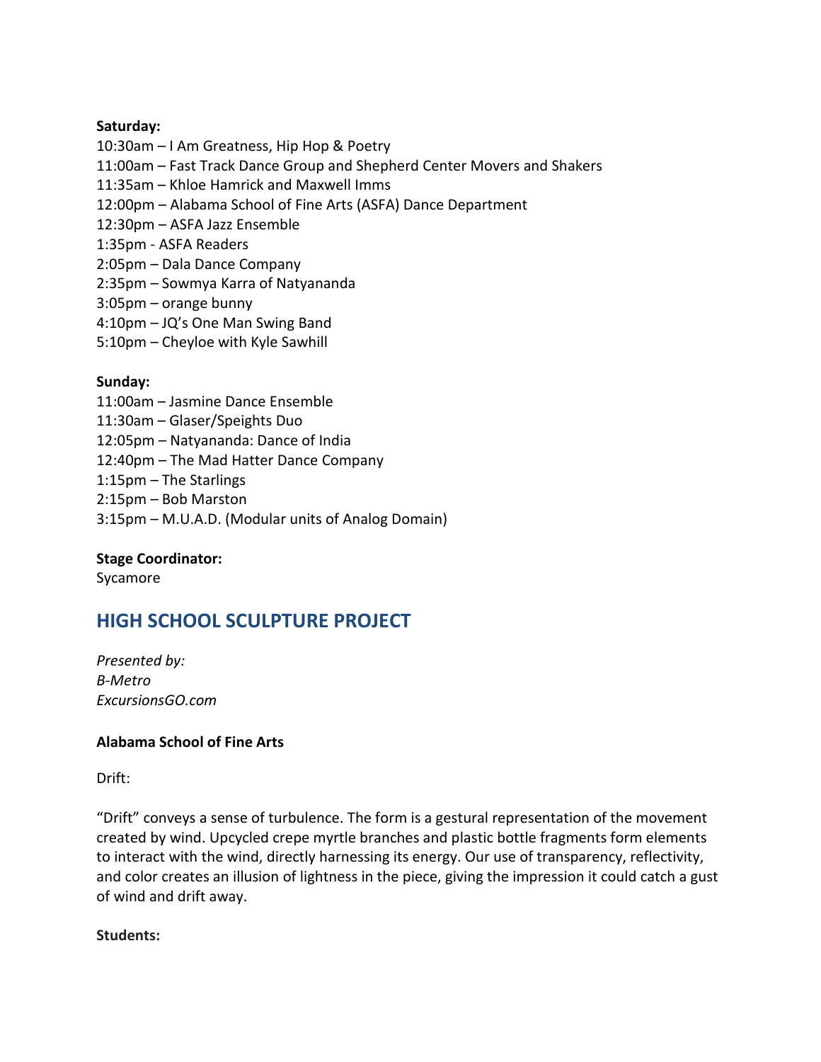**Saturday:**

10:30am – I Am Greatness, Hip Hop & Poetry
11:00am – Fast Track Dance Group and Shepherd Center Movers and Shakers
11:35am – Khloe Hamrick and Maxwell Imms
12:00pm – Alabama School of Fine Arts (ASFA) Dance Department
12:30pm – ASFA Jazz Ensemble
1:35pm - ASFA Readers
2:05pm – Dala Dance Company
2:35pm – Sowmya Karra of Natyananda
3:05pm – orange bunny
4:10pm – JQ's One Man Swing Band
5:10pm – Cheyloe with Kyle Sawhill

**Sunday:**

11:00am – Jasmine Dance Ensemble
11:30am – Glaser/Speights Duo
12:05pm – Natyananda: Dance of India
12:40pm – The Mad Hatter Dance Company
1:15pm – The Starlings
2:15pm – Bob Marston
3:15pm – M.U.A.D. (Modular units of Analog Domain)

**Stage Coordinator:**
Sycamore

## HIGH SCHOOL SCULPTURE PROJECT

*Presented by:*
*B-Metro*
*ExcursionsGO.com*

**Alabama School of Fine Arts**

Drift:

"Drift" conveys a sense of turbulence. The form is a gestural representation of the movement created by wind. Upcycled crepe myrtle branches and plastic bottle fragments form elements to interact with the wind, directly harnessing its energy. Our use of transparency, reflectivity, and color creates an illusion of lightness in the piece, giving the impression it could catch a gust of wind and drift away.

**Students:**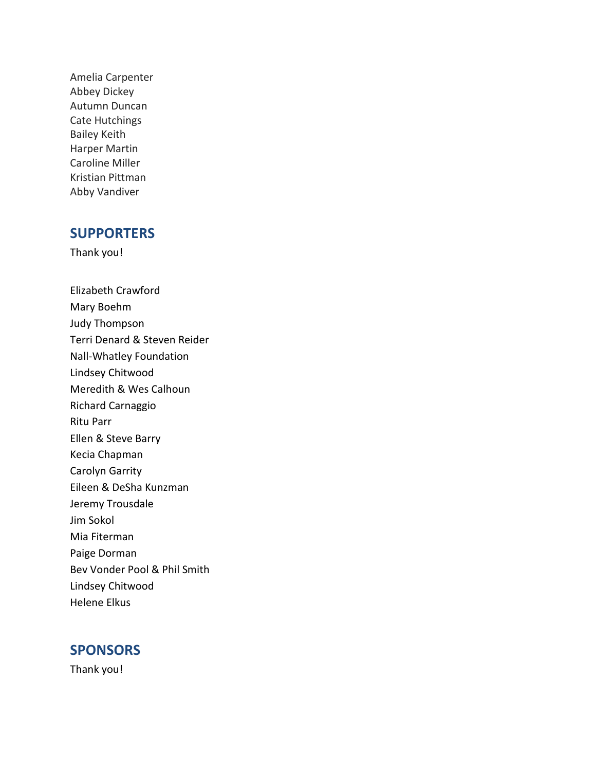Amelia Carpenter
Abbey Dickey
Autumn Duncan
Cate Hutchings
Bailey Keith
Harper Martin
Caroline Miller
Kristian Pittman
Abby Vandiver

## SUPPORTERS

Thank you!

Elizabeth Crawford
Mary Boehm
Judy Thompson
Terri Denard & Steven Reider
Nall-Whatley Foundation
Lindsey Chitwood
Meredith & Wes Calhoun
Richard Carnaggio
Ritu Parr
Ellen & Steve Barry
Kecia Chapman
Carolyn Garrity
Eileen & DeSha Kunzman
Jeremy Trousdale
Jim Sokol
Mia Fiterman
Paige Dorman
Bev Vonder Pool & Phil Smith
Lindsey Chitwood
Helene Elkus

## SPONSORS

Thank you!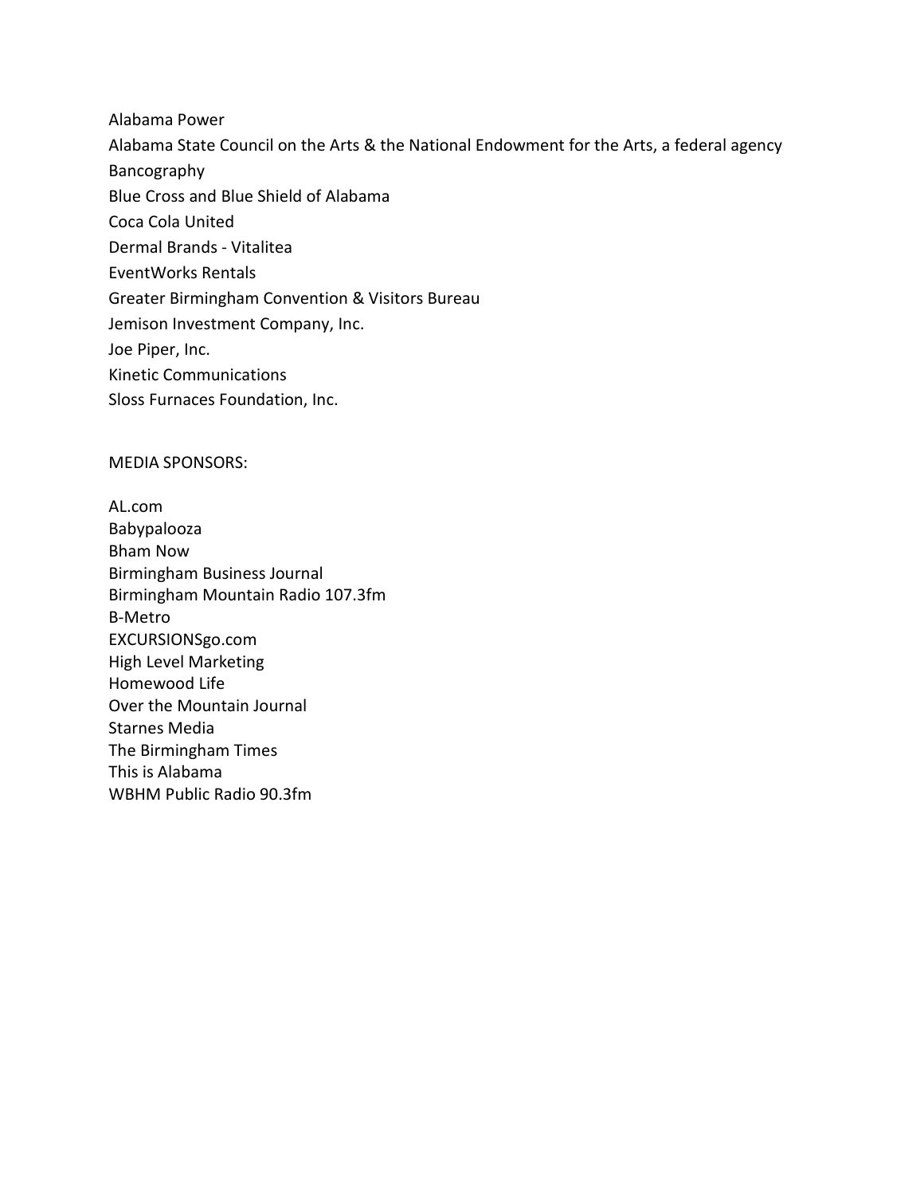Alabama Power
Alabama State Council on the Arts & the National Endowment for the Arts, a federal agency
Bancography
Blue Cross and Blue Shield of Alabama
Coca Cola United
Dermal Brands - Vitalitea
EventWorks Rentals
Greater Birmingham Convention & Visitors Bureau
Jemison Investment Company, Inc.
Joe Piper, Inc.
Kinetic Communications
Sloss Furnaces Foundation, Inc.

MEDIA SPONSORS:

AL.com
Babypalooza
Bham Now
Birmingham Business Journal
Birmingham Mountain Radio 107.3fm
B-Metro
EXCURSIONSgo.com
High Level Marketing
Homewood Life
Over the Mountain Journal
Starnes Media
The Birmingham Times
This is Alabama
WBHM Public Radio 90.3fm